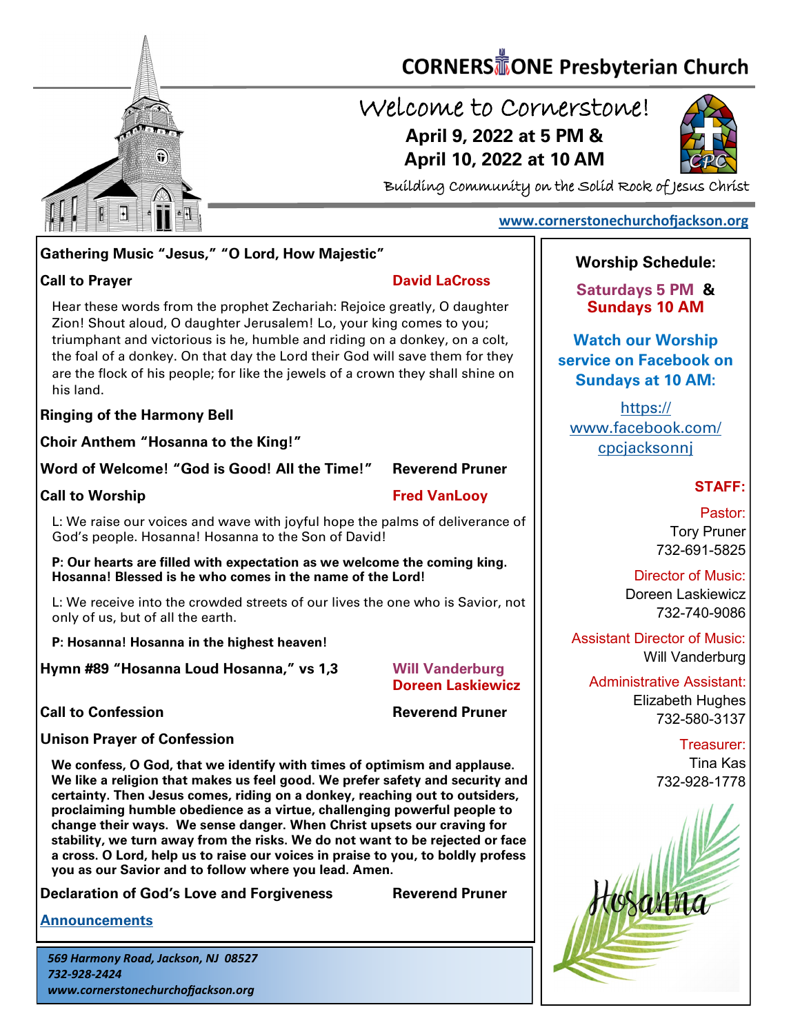# CORNERSTONE Presbyterian Church

## Welcome to Cornerstone!

**April 9, 2022 at 5 PM &**
**April 10, 2022 at 10 AM**

Building Community on the Solid Rock of Jesus Christ

www.cornerstonechurchofjackson.org

**Gathering Music "Jesus," "O Lord, How Majestic"**

**Call to Prayer** — **David LaCross**

Hear these words from the prophet Zechariah: Rejoice greatly, O daughter Zion! Shout aloud, O daughter Jerusalem! Lo, your king comes to you; triumphant and victorious is he, humble and riding on a donkey, on a colt, the foal of a donkey. On that day the Lord their God will save them for they are the flock of his people; for like the jewels of a crown they shall shine on his land.

**Ringing of the Harmony Bell**

**Choir Anthem "Hosanna to the King!"**

**Word of Welcome! "God is Good! All the Time!"** — **Reverend Pruner**

**Call to Worship** — **Fred VanLooy**

L: We raise our voices and wave with joyful hope the palms of deliverance of God's people. Hosanna! Hosanna to the Son of David!

**P: Our hearts are filled with expectation as we welcome the coming king. Hosanna! Blessed is he who comes in the name of the Lord!**

L: We receive into the crowded streets of our lives the one who is Savior, not only of us, but of all the earth.

**P: Hosanna! Hosanna in the highest heaven!**

**Hymn #89 "Hosanna Loud Hosanna," vs 1,3** — **Will Vanderburg**, **Doreen Laskiewicz**

**Call to Confession** — **Reverend Pruner**

**Unison Prayer of Confession**

**We confess, O God, that we identify with times of optimism and applause. We like a religion that makes us feel good. We prefer safety and security and certainty. Then Jesus comes, riding on a donkey, reaching out to outsiders, proclaiming humble obedience as a virtue, challenging powerful people to change their ways. We sense danger. When Christ upsets our craving for stability, we turn away from the risks. We do not want to be rejected or face a cross. O Lord, help us to raise our voices in praise to you, to boldly profess you as our Savior and to follow where you lead. Amen.**

**Declaration of God's Love and Forgiveness** — **Reverend Pruner**

**Announcements**

*569 Harmony Road, Jackson, NJ 08527*
*732-928-2424*
*www.cornerstonechurchofjackson.org*

---

**Worship Schedule:**

**Saturdays 5 PM & Sundays 10 AM**

**Watch our Worship service on Facebook on Sundays at 10 AM:**

https://www.facebook.com/cpcjacksonnj

**STAFF:**

Pastor:
Tory Pruner
732-691-5825

Director of Music:
Doreen Laskiewicz
732-740-9086

Assistant Director of Music:
Will Vanderburg

Administrative Assistant:
Elizabeth Hughes
732-580-3137

Treasurer:
Tina Kas
732-928-1778

Hosanna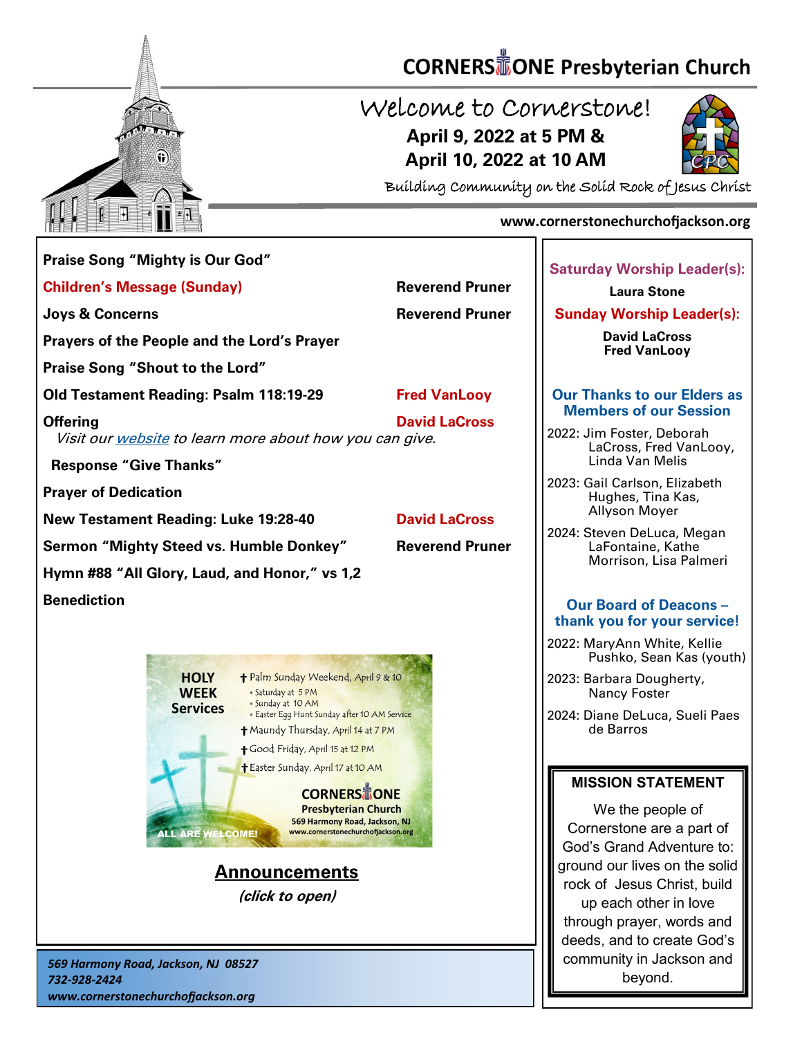# CORNERSTONE Presbyterian Church

## Welcome to Cornerstone!

**April 9, 2022 at 5 PM &**
**April 10, 2022 at 10 AM**

Building Community on the Solid Rock of Jesus Christ

www.cornerstonechurchofjackson.org

**Praise Song "Mighty is Our God"**

**Children's Message (Sunday)** — **Reverend Pruner**

**Joys & Concerns** — **Reverend Pruner**

**Prayers of the People and the Lord's Prayer**

**Praise Song "Shout to the Lord"**

**Old Testament Reading: Psalm 118:19-29** — **Fred VanLooy**

**Offering** — **David LaCross**

*Visit our website to learn more about how you can give.*

**Response "Give Thanks"**

**Prayer of Dedication**

**New Testament Reading: Luke 19:28-40** — **David LaCross**

**Sermon "Mighty Steed vs. Humble Donkey"** — **Reverend Pruner**

**Hymn #88 "All Glory, Laud, and Honor," vs 1,2**

**Benediction**

**HOLY WEEK Services**

- Palm Sunday Weekend, April 9 & 10
  - Saturday at 5 PM
  - Sunday at 10 AM
  - Easter Egg Hunt Sunday after 10 AM Service
- Maundy Thursday, April 14 at 7 PM
- Good Friday, April 15 at 12 PM
- Easter Sunday, April 17 at 10 AM

CORNERSTONE Presbyterian Church
569 Harmony Road, Jackson, NJ
www.cornerstonechurchofjackson.org

ALL ARE WELCOME!

## Announcements

***(click to open)***

### Saturday Worship Leader(s):

**Laura Stone**

### Sunday Worship Leader(s):

**David LaCross**
**Fred VanLooy**

### Our Thanks to our Elders as Members of our Session

2022: Jim Foster, Deborah LaCross, Fred VanLooy, Linda Van Melis

2023: Gail Carlson, Elizabeth Hughes, Tina Kas, Allyson Moyer

2024: Steven DeLuca, Megan LaFontaine, Kathe Morrison, Lisa Palmeri

### Our Board of Deacons – thank you for your service!

2022: MaryAnn White, Kellie Pushko, Sean Kas (youth)

2023: Barbara Dougherty, Nancy Foster

2024: Diane DeLuca, Sueli Paes de Barros

### MISSION STATEMENT

We the people of Cornerstone are a part of God's Grand Adventure to: ground our lives on the solid rock of Jesus Christ, build up each other in love through prayer, words and deeds, and to create God's community in Jackson and beyond.

*569 Harmony Road, Jackson, NJ 08527*
*732-928-2424*
*www.cornerstonechurchofjackson.org*